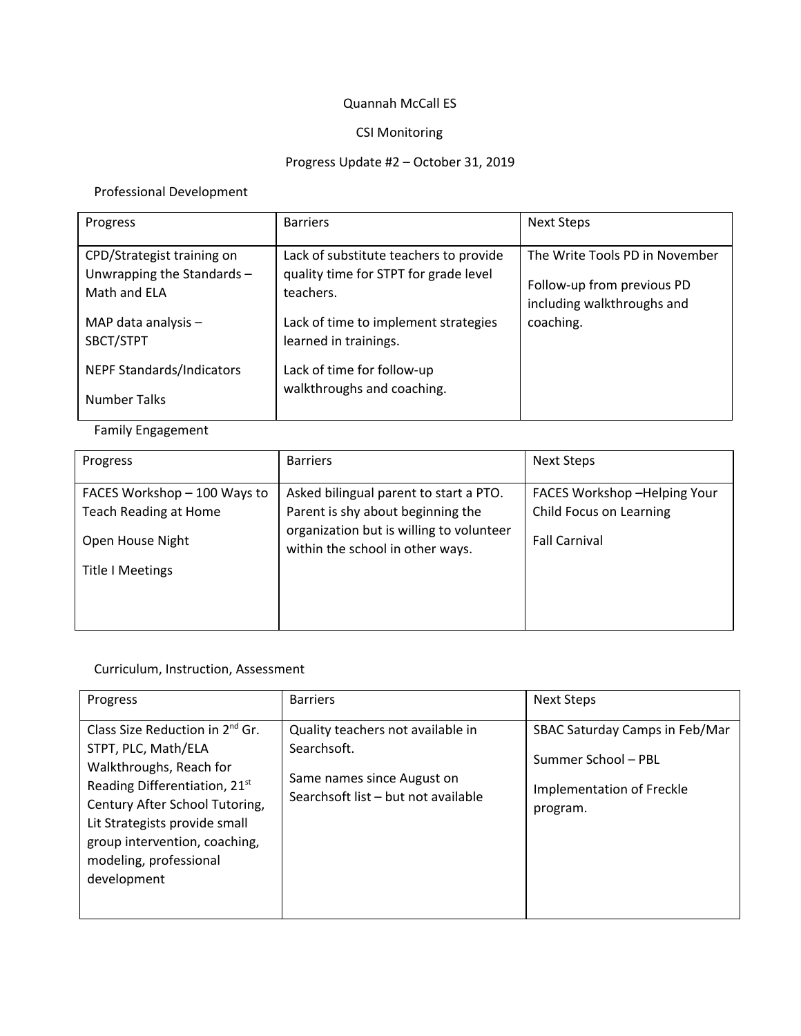Quannah McCall ES

CSI Monitoring

Progress Update #2 – October 31, 2019

Professional Development

| Progress | Barriers | Next Steps |
| --- | --- | --- |
| CPD/Strategist training on Unwrapping the Standards – Math and ELA<br><br>MAP data analysis – SBCT/STPT<br><br>NEPF Standards/Indicators<br><br>Number Talks | Lack of substitute teachers to provide quality time for STPT for grade level teachers.<br><br>Lack of time to implement strategies learned in trainings.<br><br>Lack of time for follow-up walkthroughs and coaching. | The Write Tools PD in November<br><br>Follow-up from previous PD including walkthroughs and coaching. |

Family Engagement

| Progress | Barriers | Next Steps |
| --- | --- | --- |
| FACES Workshop – 100 Ways to Teach Reading at Home<br><br>Open House Night<br><br>Title I Meetings | Asked bilingual parent to start a PTO. Parent is shy about beginning the organization but is willing to volunteer within the school in other ways. | FACES Workshop –Helping Your Child Focus on Learning<br><br>Fall Carnival |

Curriculum, Instruction, Assessment

| Progress | Barriers | Next Steps |
| --- | --- | --- |
| Class Size Reduction in 2nd Gr. STPT, PLC, Math/ELA Walkthroughs, Reach for Reading Differentiation, 21st Century After School Tutoring, Lit Strategists provide small group intervention, coaching, modeling, professional development | Quality teachers not available in Searchsoft.<br><br>Same names since August on Searchsoft list – but not available | SBAC Saturday Camps in Feb/Mar<br><br>Summer School – PBL<br><br>Implementation of Freckle program. |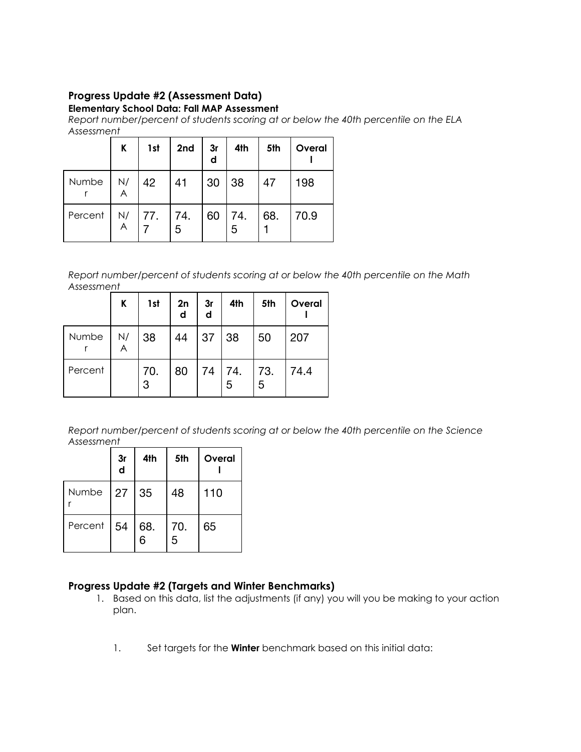**Progress Update #2 (Assessment Data)**

**Elementary School Data: Fall MAP Assessment**

*Report number/percent of students scoring at or below the 40th percentile on the ELA Assessment*

| | K | 1st | 2nd | 3rd | 4th | 5th | Overall |
|---|---|---|---|---|---|---|---|
| Number | N/A | 42 | 41 | 30 | 38 | 47 | 198 |
| Percent | N/A | 77.7 | 74.5 | 60 | 74.5 | 68.1 | 70.9 |

*Report number/percent of students scoring at or below the 40th percentile on the Math Assessment*

| | K | 1st | 2nd | 3rd | 4th | 5th | Overall |
|---|---|---|---|---|---|---|---|
| Number | N/A | 38 | 44 | 37 | 38 | 50 | 207 |
| Percent | | 70.3 | 80 | 74 | 74.5 | 73.5 | 74.4 |

*Report number/percent of students scoring at or below the 40th percentile on the Science Assessment*

| | 3rd | 4th | 5th | Overall |
|---|---|---|---|---|
| Number | 27 | 35 | 48 | 110 |
| Percent | 54 | 68.6 | 70.5 | 65 |

## Progress Update #2 (Targets and Winter Benchmarks)

1. Based on this data, list the adjustments (if any) you will you be making to your action plan.

1. Set targets for the **Winter** benchmark based on this initial data: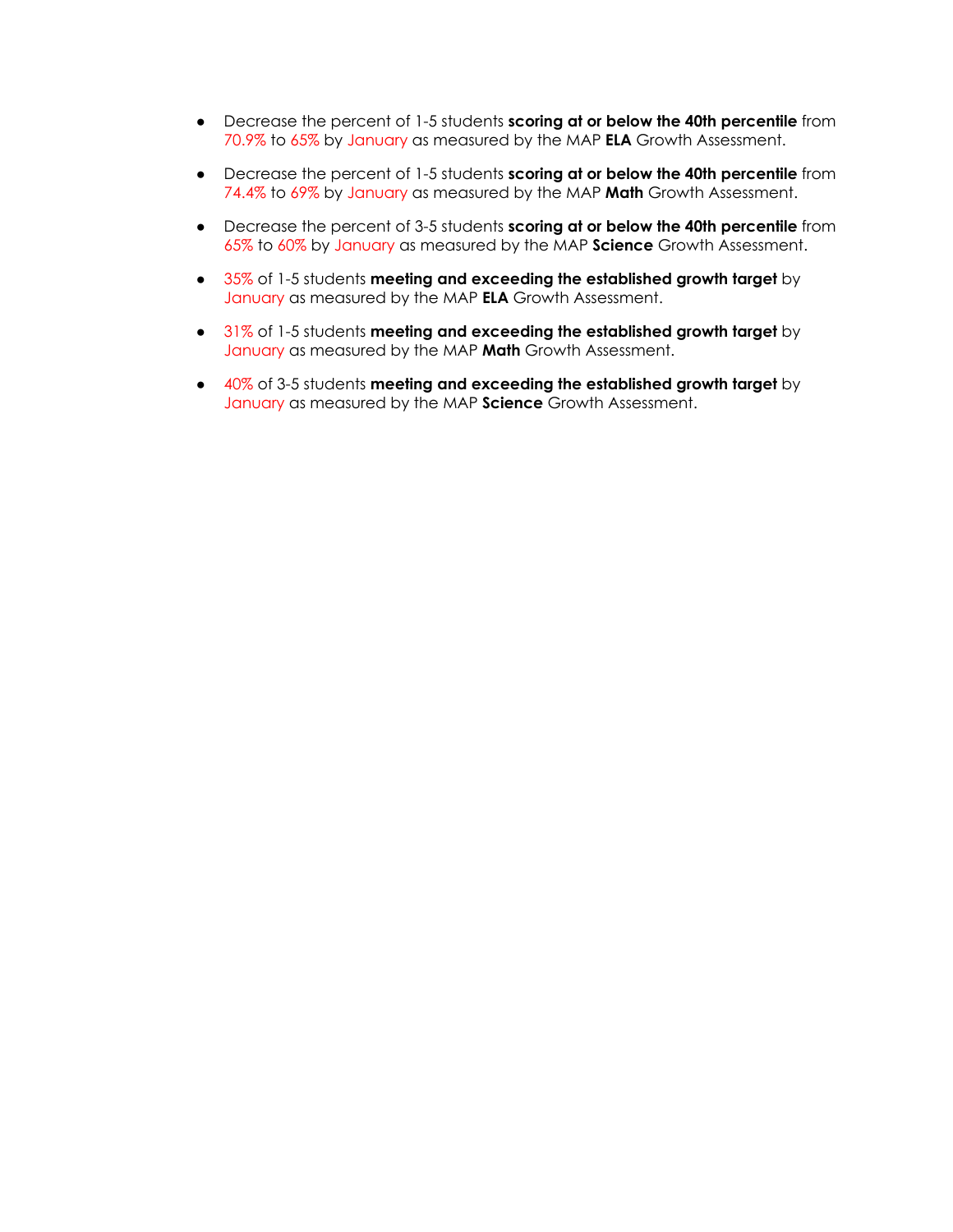- Decrease the percent of 1-5 students **scoring at or below the 40th percentile** from 70.9% to 65% by January as measured by the MAP **ELA** Growth Assessment.
- Decrease the percent of 1-5 students **scoring at or below the 40th percentile** from 74.4% to 69% by January as measured by the MAP **Math** Growth Assessment.
- Decrease the percent of 3-5 students **scoring at or below the 40th percentile** from 65% to 60% by January as measured by the MAP **Science** Growth Assessment.
- 35% of 1-5 students **meeting and exceeding the established growth target** by January as measured by the MAP **ELA** Growth Assessment.
- 31% of 1-5 students **meeting and exceeding the established growth target** by January as measured by the MAP **Math** Growth Assessment.
- 40% of 3-5 students **meeting and exceeding the established growth target** by January as measured by the MAP **Science** Growth Assessment.